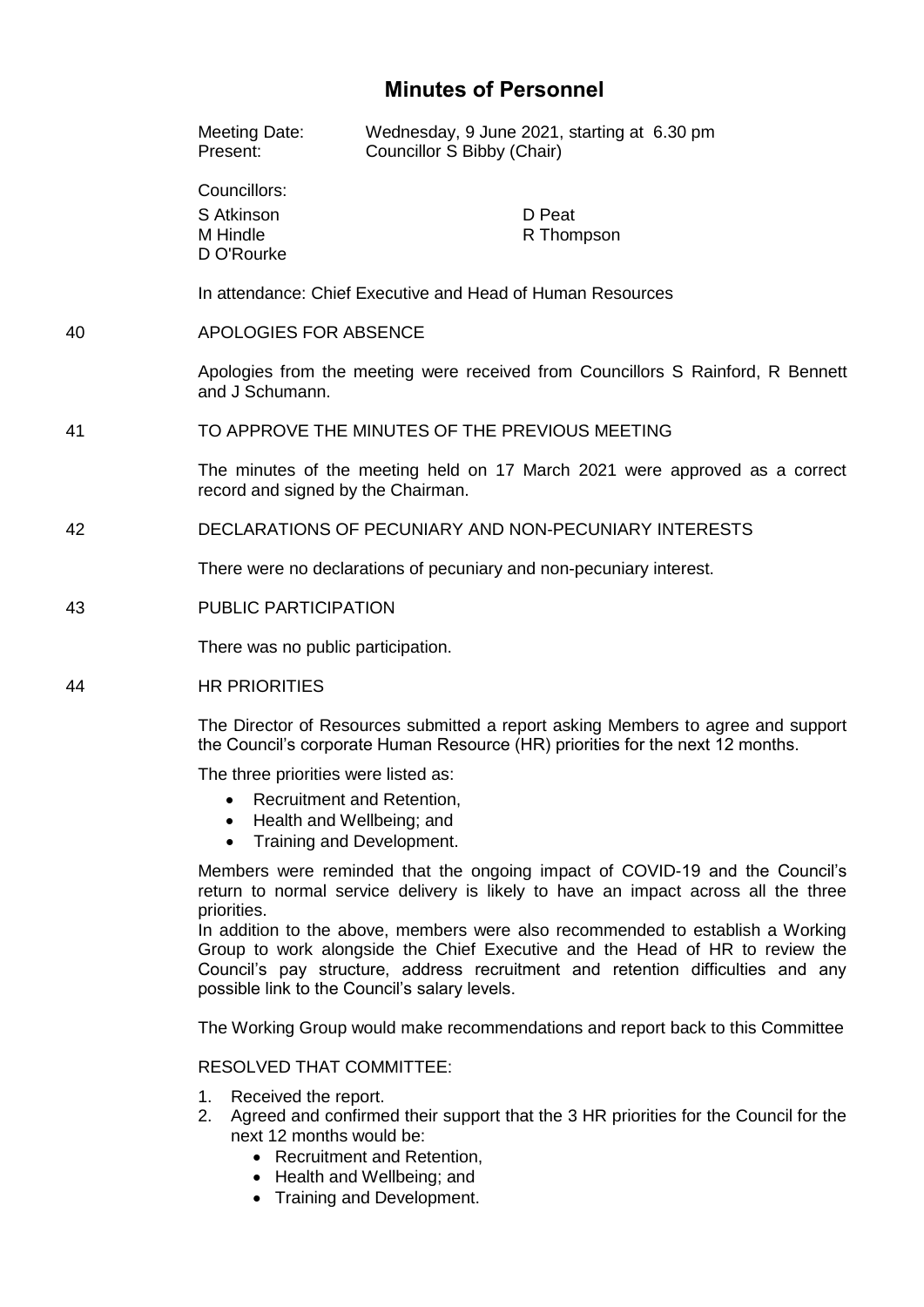# Minutes of Personnel

Meeting Date: Wednesday, 9 June 2021, starting at 6.30 pm
Present: Councillor S Bibby (Chair)

Councillors:

S Atkinson
M Hindle
D O'Rourke
D Peat
R Thompson

In attendance: Chief Executive and Head of Human Resources

40 APOLOGIES FOR ABSENCE

Apologies from the meeting were received from Councillors S Rainford, R Bennett and J Schumann.

41 TO APPROVE THE MINUTES OF THE PREVIOUS MEETING

The minutes of the meeting held on 17 March 2021 were approved as a correct record and signed by the Chairman.

42 DECLARATIONS OF PECUNIARY AND NON-PECUNIARY INTERESTS

There were no declarations of pecuniary and non-pecuniary interest.

43 PUBLIC PARTICIPATION

There was no public participation.

44 HR PRIORITIES

The Director of Resources submitted a report asking Members to agree and support the Council's corporate Human Resource (HR) priorities for the next 12 months.

The three priorities were listed as:

- Recruitment and Retention,
- Health and Wellbeing; and
- Training and Development.

Members were reminded that the ongoing impact of COVID-19 and the Council's return to normal service delivery is likely to have an impact across all the three priorities.
In addition to the above, members were also recommended to establish a Working Group to work alongside the Chief Executive and the Head of HR to review the Council's pay structure, address recruitment and retention difficulties and any possible link to the Council's salary levels.

The Working Group would make recommendations and report back to this Committee

RESOLVED THAT COMMITTEE:

1. Received the report.
2. Agreed and confirmed their support that the 3 HR priorities for the Council for the next 12 months would be:
   - Recruitment and Retention,
   - Health and Wellbeing; and
   - Training and Development.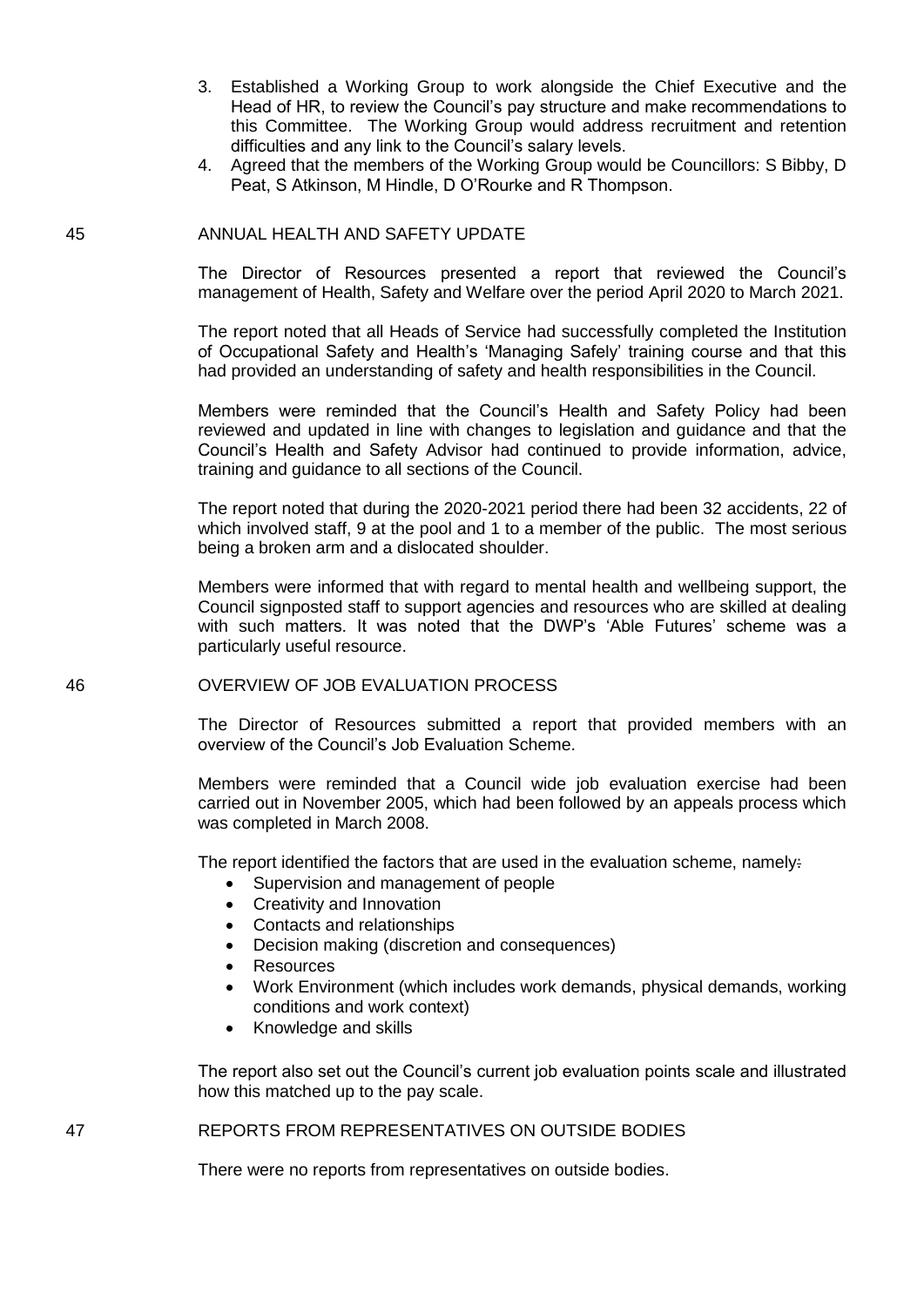3. Established a Working Group to work alongside the Chief Executive and the Head of HR, to review the Council's pay structure and make recommendations to this Committee. The Working Group would address recruitment and retention difficulties and any link to the Council's salary levels.
4. Agreed that the members of the Working Group would be Councillors: S Bibby, D Peat, S Atkinson, M Hindle, D O'Rourke and R Thompson.

## 45 ANNUAL HEALTH AND SAFETY UPDATE

The Director of Resources presented a report that reviewed the Council's management of Health, Safety and Welfare over the period April 2020 to March 2021.

The report noted that all Heads of Service had successfully completed the Institution of Occupational Safety and Health's 'Managing Safely' training course and that this had provided an understanding of safety and health responsibilities in the Council.

Members were reminded that the Council's Health and Safety Policy had been reviewed and updated in line with changes to legislation and guidance and that the Council's Health and Safety Advisor had continued to provide information, advice, training and guidance to all sections of the Council.

The report noted that during the 2020-2021 period there had been 32 accidents, 22 of which involved staff, 9 at the pool and 1 to a member of the public. The most serious being a broken arm and a dislocated shoulder.

Members were informed that with regard to mental health and wellbeing support, the Council signposted staff to support agencies and resources who are skilled at dealing with such matters. It was noted that the DWP's 'Able Futures' scheme was a particularly useful resource.

## 46 OVERVIEW OF JOB EVALUATION PROCESS

The Director of Resources submitted a report that provided members with an overview of the Council's Job Evaluation Scheme.

Members were reminded that a Council wide job evaluation exercise had been carried out in November 2005, which had been followed by an appeals process which was completed in March 2008.

The report identified the factors that are used in the evaluation scheme, namely:

- Supervision and management of people
- Creativity and Innovation
- Contacts and relationships
- Decision making (discretion and consequences)
- Resources
- Work Environment (which includes work demands, physical demands, working conditions and work context)
- Knowledge and skills

The report also set out the Council's current job evaluation points scale and illustrated how this matched up to the pay scale.

## 47 REPORTS FROM REPRESENTATIVES ON OUTSIDE BODIES

There were no reports from representatives on outside bodies.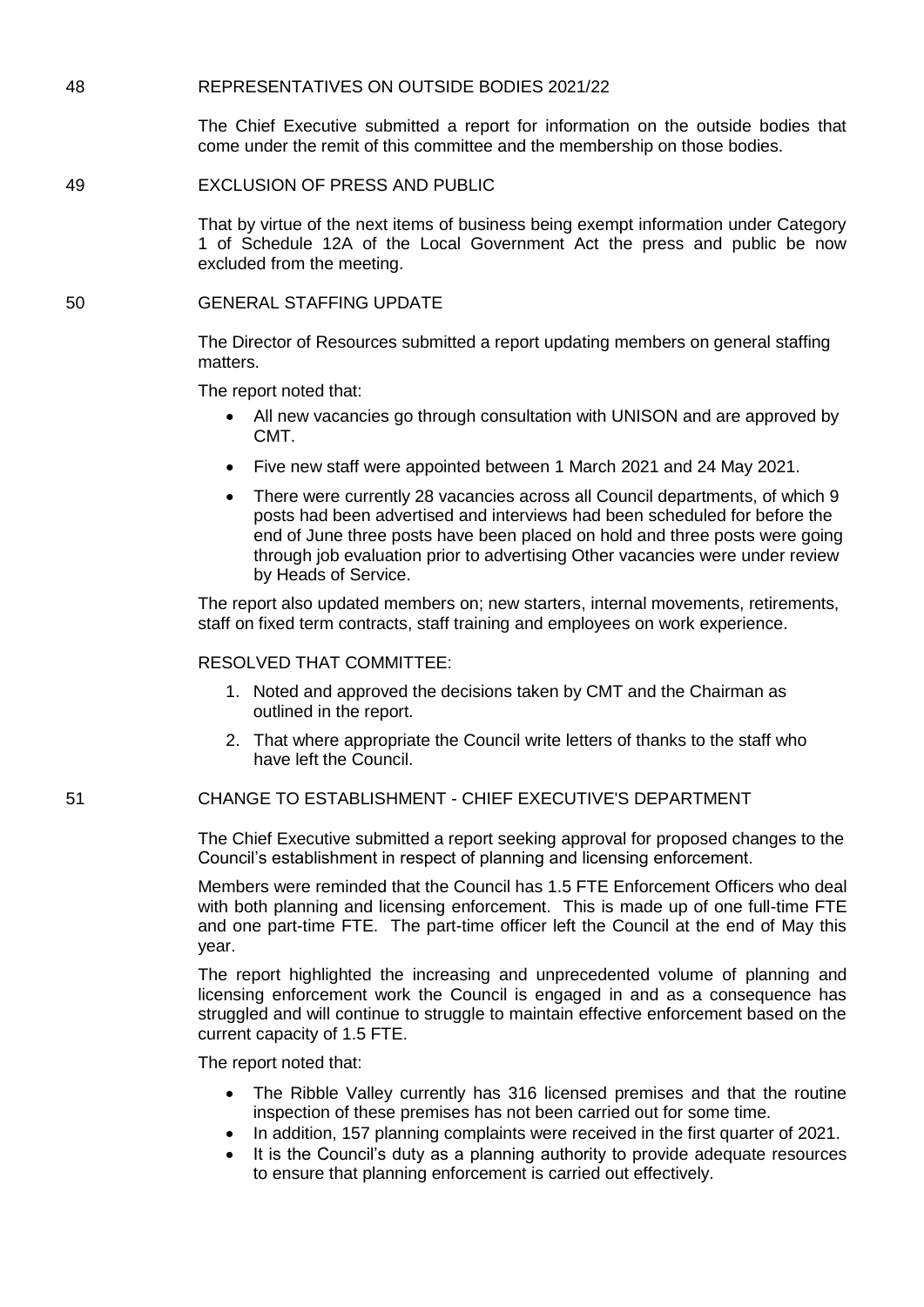## 48 REPRESENTATIVES ON OUTSIDE BODIES 2021/22

The Chief Executive submitted a report for information on the outside bodies that come under the remit of this committee and the membership on those bodies.

## 49 EXCLUSION OF PRESS AND PUBLIC

That by virtue of the next items of business being exempt information under Category 1 of Schedule 12A of the Local Government Act the press and public be now excluded from the meeting.

## 50 GENERAL STAFFING UPDATE

The Director of Resources submitted a report updating members on general staffing matters.

The report noted that:

- All new vacancies go through consultation with UNISON and are approved by CMT.
- Five new staff were appointed between 1 March 2021 and 24 May 2021.
- There were currently 28 vacancies across all Council departments, of which 9 posts had been advertised and interviews had been scheduled for before the end of June three posts have been placed on hold and three posts were going through job evaluation prior to advertising Other vacancies were under review by Heads of Service.

The report also updated members on; new starters, internal movements, retirements, staff on fixed term contracts, staff training and employees on work experience.

RESOLVED THAT COMMITTEE:

1. Noted and approved the decisions taken by CMT and the Chairman as outlined in the report.
2. That where appropriate the Council write letters of thanks to the staff who have left the Council.

## 51 CHANGE TO ESTABLISHMENT - CHIEF EXECUTIVE'S DEPARTMENT

The Chief Executive submitted a report seeking approval for proposed changes to the Council's establishment in respect of planning and licensing enforcement.

Members were reminded that the Council has 1.5 FTE Enforcement Officers who deal with both planning and licensing enforcement. This is made up of one full-time FTE and one part-time FTE. The part-time officer left the Council at the end of May this year.

The report highlighted the increasing and unprecedented volume of planning and licensing enforcement work the Council is engaged in and as a consequence has struggled and will continue to struggle to maintain effective enforcement based on the current capacity of 1.5 FTE.

The report noted that:

- The Ribble Valley currently has 316 licensed premises and that the routine inspection of these premises has not been carried out for some time.
- In addition, 157 planning complaints were received in the first quarter of 2021.
- It is the Council's duty as a planning authority to provide adequate resources to ensure that planning enforcement is carried out effectively.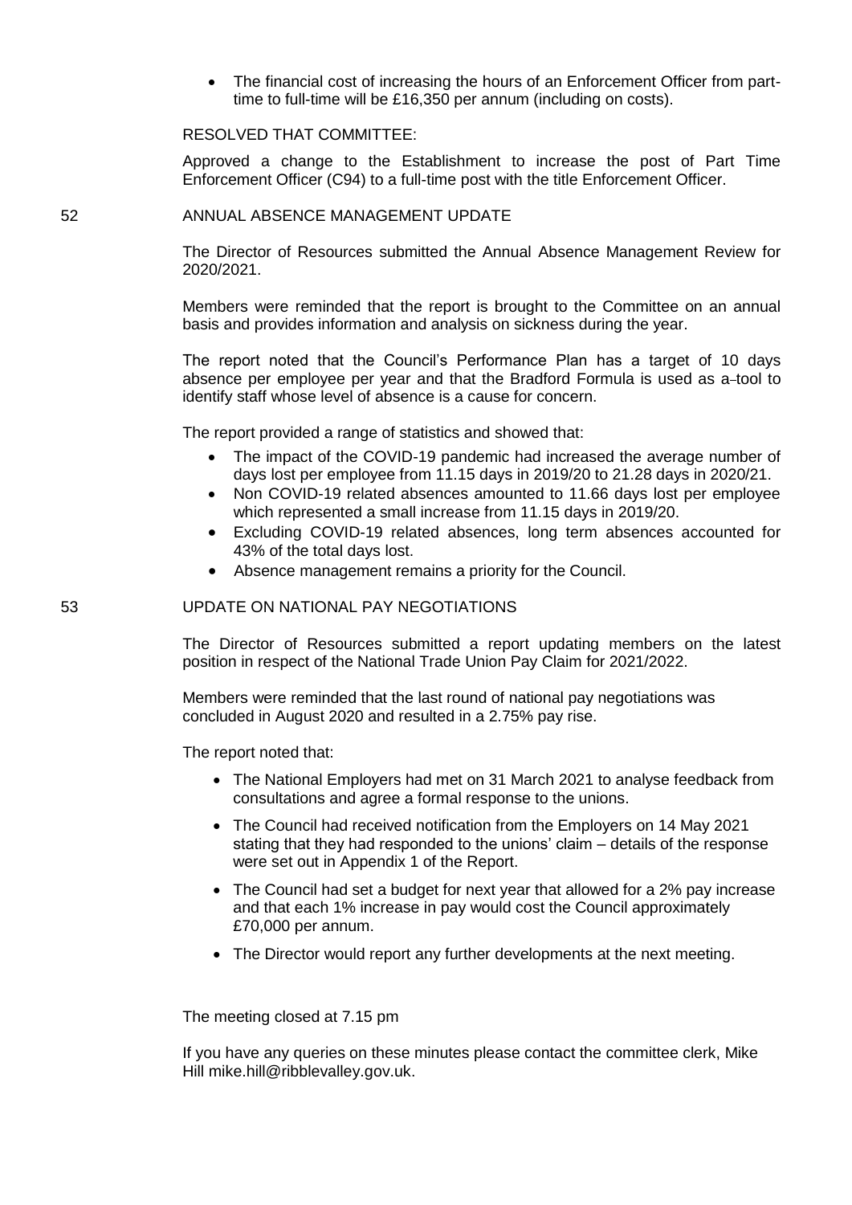- The financial cost of increasing the hours of an Enforcement Officer from part-time to full-time will be £16,350 per annum (including on costs).

RESOLVED THAT COMMITTEE:

Approved a change to the Establishment to increase the post of Part Time Enforcement Officer (C94) to a full-time post with the title Enforcement Officer.

## 52 ANNUAL ABSENCE MANAGEMENT UPDATE

The Director of Resources submitted the Annual Absence Management Review for 2020/2021.

Members were reminded that the report is brought to the Committee on an annual basis and provides information and analysis on sickness during the year.

The report noted that the Council's Performance Plan has a target of 10 days absence per employee per year and that the Bradford Formula is used as a tool to identify staff whose level of absence is a cause for concern.

The report provided a range of statistics and showed that:

- The impact of the COVID-19 pandemic had increased the average number of days lost per employee from 11.15 days in 2019/20 to 21.28 days in 2020/21.
- Non COVID-19 related absences amounted to 11.66 days lost per employee which represented a small increase from 11.15 days in 2019/20.
- Excluding COVID-19 related absences, long term absences accounted for 43% of the total days lost.
- Absence management remains a priority for the Council.

## 53 UPDATE ON NATIONAL PAY NEGOTIATIONS

The Director of Resources submitted a report updating members on the latest position in respect of the National Trade Union Pay Claim for 2021/2022.

Members were reminded that the last round of national pay negotiations was concluded in August 2020 and resulted in a 2.75% pay rise.

The report noted that:

- The National Employers had met on 31 March 2021 to analyse feedback from consultations and agree a formal response to the unions.
- The Council had received notification from the Employers on 14 May 2021 stating that they had responded to the unions' claim – details of the response were set out in Appendix 1 of the Report.
- The Council had set a budget for next year that allowed for a 2% pay increase and that each 1% increase in pay would cost the Council approximately £70,000 per annum.
- The Director would report any further developments at the next meeting.

The meeting closed at 7.15 pm

If you have any queries on these minutes please contact the committee clerk, Mike Hill mike.hill@ribblevalley.gov.uk.